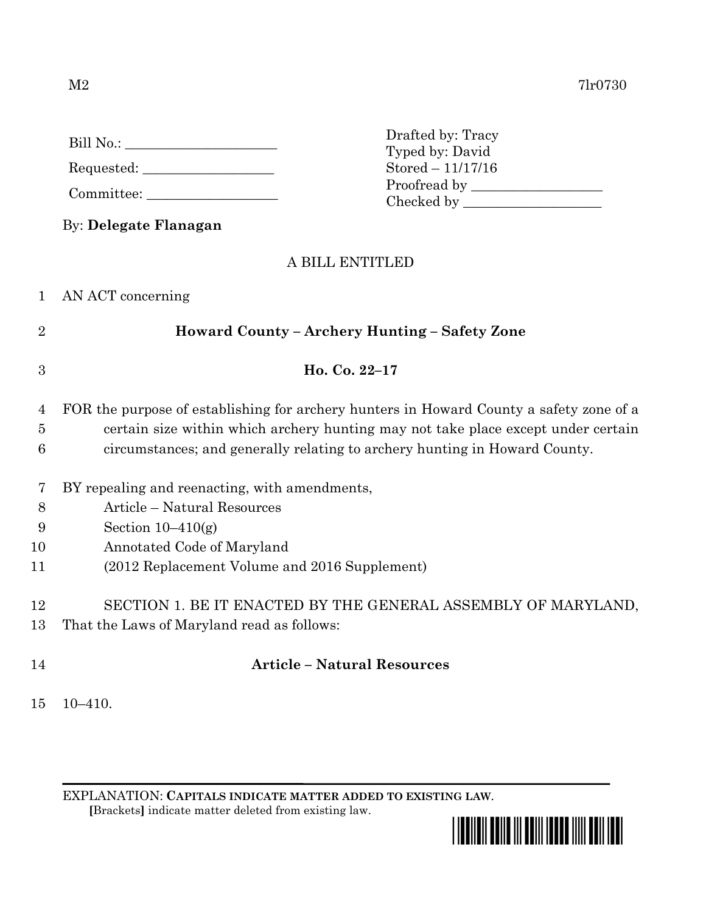M2 7lr0730

Bill No.: ____________________

Requested: __________________

Committee: __________________

Drafted by: Tracy
Typed by: David
Stored – 11/17/16
Proofread by __________________
Checked by ___________________

By: **Delegate Flanagan**

A BILL ENTITLED

1 AN ACT concerning

2 **Howard County – Archery Hunting – Safety Zone**

3 **Ho. Co. 22–17**

4 FOR the purpose of establishing for archery hunters in Howard County a safety zone of a
5 certain size within which archery hunting may not take place except under certain
6 circumstances; and generally relating to archery hunting in Howard County.

7 BY repealing and reenacting, with amendments,
8 Article – Natural Resources
9 Section 10–410(g)
10 Annotated Code of Maryland
11 (2012 Replacement Volume and 2016 Supplement)

12 SECTION 1. BE IT ENACTED BY THE GENERAL ASSEMBLY OF MARYLAND,
13 That the Laws of Maryland read as follows:

14 **Article – Natural Resources**

15 10–410.

EXPLANATION: **CAPITALS INDICATE MATTER ADDED TO EXISTING LAW**.
**[**Brackets**]** indicate matter deleted from existing law.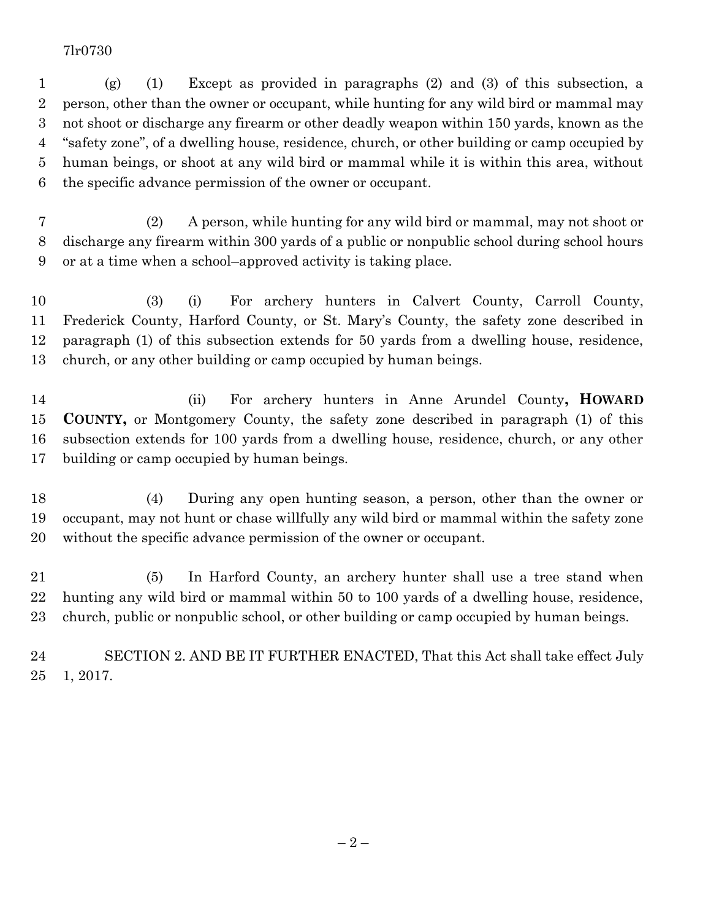(g) (1) Except as provided in paragraphs (2) and (3) of this subsection, a person, other than the owner or occupant, while hunting for any wild bird or mammal may not shoot or discharge any firearm or other deadly weapon within 150 yards, known as the "safety zone", of a dwelling house, residence, church, or other building or camp occupied by human beings, or shoot at any wild bird or mammal while it is within this area, without the specific advance permission of the owner or occupant.

(2) A person, while hunting for any wild bird or mammal, may not shoot or discharge any firearm within 300 yards of a public or nonpublic school during school hours or at a time when a school–approved activity is taking place.

(3) (i) For archery hunters in Calvert County, Carroll County, Frederick County, Harford County, or St. Mary's County, the safety zone described in paragraph (1) of this subsection extends for 50 yards from a dwelling house, residence, church, or any other building or camp occupied by human beings.

(ii) For archery hunters in Anne Arundel County**, HOWARD COUNTY,** or Montgomery County, the safety zone described in paragraph (1) of this subsection extends for 100 yards from a dwelling house, residence, church, or any other building or camp occupied by human beings.

(4) During any open hunting season, a person, other than the owner or occupant, may not hunt or chase willfully any wild bird or mammal within the safety zone without the specific advance permission of the owner or occupant.

(5) In Harford County, an archery hunter shall use a tree stand when hunting any wild bird or mammal within 50 to 100 yards of a dwelling house, residence, church, public or nonpublic school, or other building or camp occupied by human beings.

SECTION 2. AND BE IT FURTHER ENACTED, That this Act shall take effect July 1, 2017.